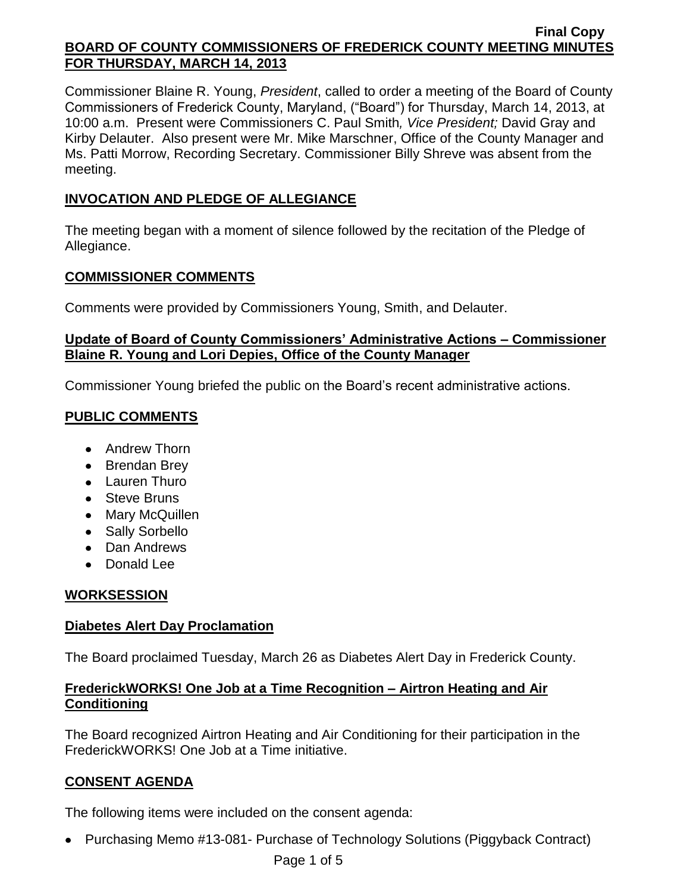**Final Copy**

# BOARD OF COUNTY COMMISSIONERS OF FREDERICK COUNTY MEETING MINUTES FOR THURSDAY, MARCH 14, 2013

Commissioner Blaine R. Young, *President*, called to order a meeting of the Board of County Commissioners of Frederick County, Maryland, ("Board") for Thursday, March 14, 2013, at 10:00 a.m. Present were Commissioners C. Paul Smith*, Vice President;* David Gray and Kirby Delauter. Also present were Mr. Mike Marschner, Office of the County Manager and Ms. Patti Morrow, Recording Secretary. Commissioner Billy Shreve was absent from the meeting.

## INVOCATION AND PLEDGE OF ALLEGIANCE

The meeting began with a moment of silence followed by the recitation of the Pledge of Allegiance.

## COMMISSIONER COMMENTS

Comments were provided by Commissioners Young, Smith, and Delauter.

### Update of Board of County Commissioners' Administrative Actions – Commissioner Blaine R. Young and Lori Depies, Office of the County Manager

Commissioner Young briefed the public on the Board's recent administrative actions.

## PUBLIC COMMENTS

- Andrew Thorn
- Brendan Brey
- Lauren Thuro
- Steve Bruns
- Mary McQuillen
- Sally Sorbello
- Dan Andrews
- Donald Lee

## WORKSESSION

### Diabetes Alert Day Proclamation

The Board proclaimed Tuesday, March 26 as Diabetes Alert Day in Frederick County.

### FrederickWORKS! One Job at a Time Recognition – Airtron Heating and Air Conditioning

The Board recognized Airtron Heating and Air Conditioning for their participation in the FrederickWORKS! One Job at a Time initiative.

## CONSENT AGENDA

The following items were included on the consent agenda:

- Purchasing Memo #13-081- Purchase of Technology Solutions (Piggyback Contract)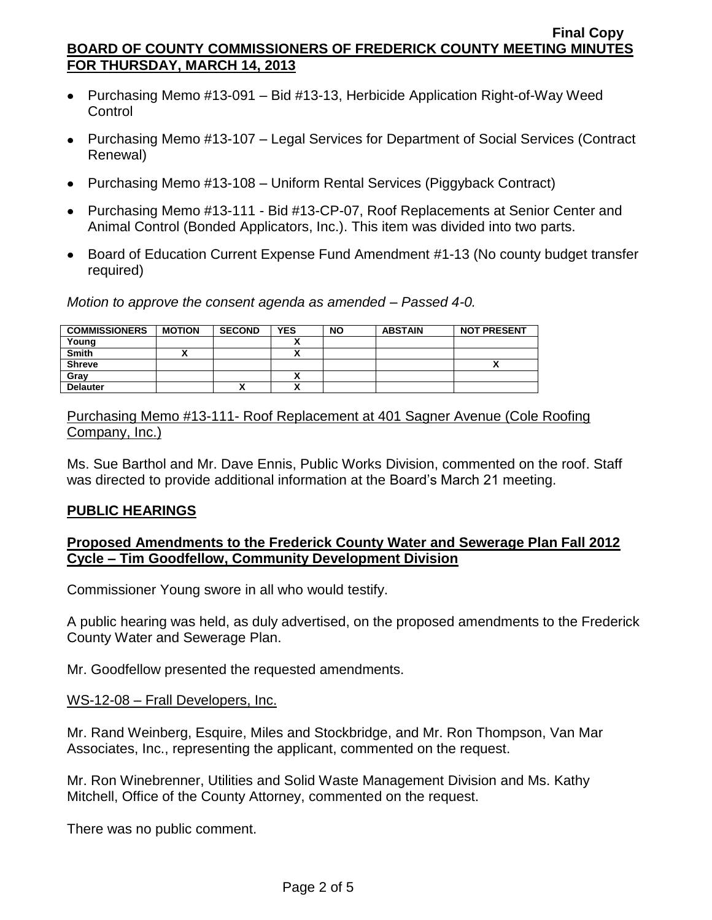- Purchasing Memo #13-091 – Bid #13-13, Herbicide Application Right-of-Way Weed Control
- Purchasing Memo #13-107 – Legal Services for Department of Social Services (Contract Renewal)
- Purchasing Memo #13-108 – Uniform Rental Services (Piggyback Contract)
- Purchasing Memo #13-111 - Bid #13-CP-07, Roof Replacements at Senior Center and Animal Control (Bonded Applicators, Inc.). This item was divided into two parts.
- Board of Education Current Expense Fund Amendment #1-13 (No county budget transfer required)

*Motion to approve the consent agenda as amended – Passed 4-0.*

| COMMISSIONERS | MOTION | SECOND | YES | NO | ABSTAIN | NOT PRESENT |
|---|---|---|---|---|---|---|
| Young | | | X | | | |
| Smith | X | | X | | | |
| Shreve | | | | | | X |
| Gray | | | X | | | |
| Delauter | | X | X | | | |

Purchasing Memo #13-111- Roof Replacement at 401 Sagner Avenue (Cole Roofing Company, Inc.)

Ms. Sue Barthol and Mr. Dave Ennis, Public Works Division, commented on the roof. Staff was directed to provide additional information at the Board's March 21 meeting.

## PUBLIC HEARINGS

### Proposed Amendments to the Frederick County Water and Sewerage Plan Fall 2012 Cycle – Tim Goodfellow, Community Development Division

Commissioner Young swore in all who would testify.

A public hearing was held, as duly advertised, on the proposed amendments to the Frederick County Water and Sewerage Plan.

Mr. Goodfellow presented the requested amendments.

WS-12-08 – Frall Developers, Inc.

Mr. Rand Weinberg, Esquire, Miles and Stockbridge, and Mr. Ron Thompson, Van Mar Associates, Inc., representing the applicant, commented on the request.

Mr. Ron Winebrenner, Utilities and Solid Waste Management Division and Ms. Kathy Mitchell, Office of the County Attorney, commented on the request.

There was no public comment.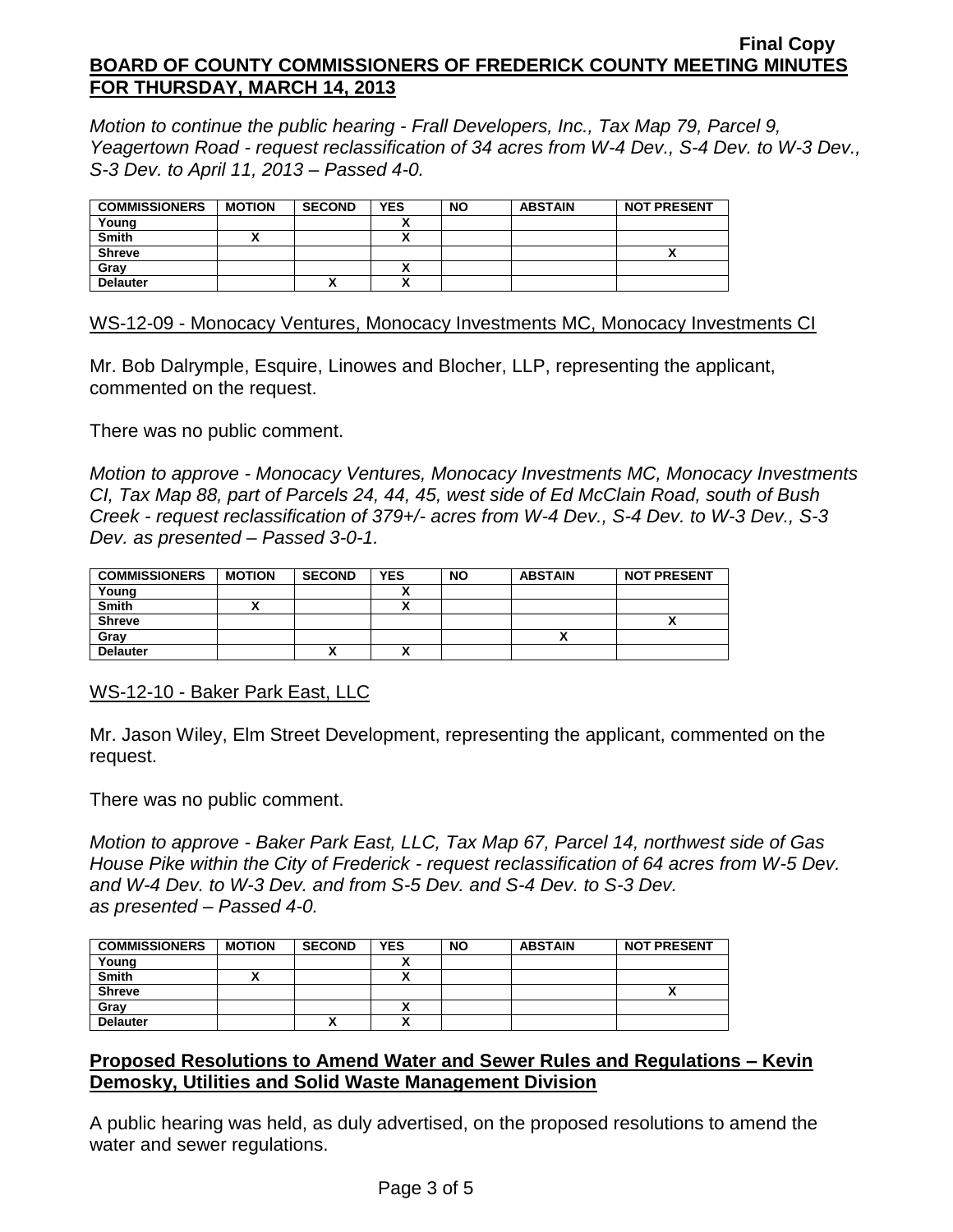*Motion to continue the public hearing - Frall Developers, Inc., Tax Map 79, Parcel 9, Yeagertown Road - request reclassification of 34 acres from W-4 Dev., S-4 Dev. to W-3 Dev., S-3 Dev. to April 11, 2013 – Passed 4-0.*

| COMMISSIONERS | MOTION | SECOND | YES | NO | ABSTAIN | NOT PRESENT |
|---|---|---|---|---|---|---|
| Young | | | X | | | |
| Smith | X | | X | | | |
| Shreve | | | | | | X |
| Gray | | | X | | | |
| Delauter | | X | X | | | |

WS-12-09 - Monocacy Ventures, Monocacy Investments MC, Monocacy Investments CI

Mr. Bob Dalrymple, Esquire, Linowes and Blocher, LLP, representing the applicant, commented on the request.

There was no public comment.

*Motion to approve - Monocacy Ventures, Monocacy Investments MC, Monocacy Investments CI, Tax Map 88, part of Parcels 24, 44, 45, west side of Ed McClain Road, south of Bush Creek - request reclassification of 379+/- acres from W-4 Dev., S-4 Dev. to W-3 Dev., S-3 Dev. as presented – Passed 3-0-1.*

| COMMISSIONERS | MOTION | SECOND | YES | NO | ABSTAIN | NOT PRESENT |
|---|---|---|---|---|---|---|
| Young | | | X | | | |
| Smith | X | | X | | | |
| Shreve | | | | | | X |
| Gray | | | | | X | |
| Delauter | | X | X | | | |

WS-12-10 - Baker Park East, LLC

Mr. Jason Wiley, Elm Street Development, representing the applicant, commented on the request.

There was no public comment.

*Motion to approve - Baker Park East, LLC, Tax Map 67, Parcel 14, northwest side of Gas House Pike within the City of Frederick - request reclassification of 64 acres from W-5 Dev. and W-4 Dev. to W-3 Dev. and from S-5 Dev. and S-4 Dev. to S-3 Dev. as presented – Passed 4-0.*

| COMMISSIONERS | MOTION | SECOND | YES | NO | ABSTAIN | NOT PRESENT |
|---|---|---|---|---|---|---|
| Young | | | X | | | |
| Smith | X | | X | | | |
| Shreve | | | | | | X |
| Gray | | | X | | | |
| Delauter | | X | X | | | |

**Proposed Resolutions to Amend Water and Sewer Rules and Regulations – Kevin Demosky, Utilities and Solid Waste Management Division**

A public hearing was held, as duly advertised, on the proposed resolutions to amend the water and sewer regulations.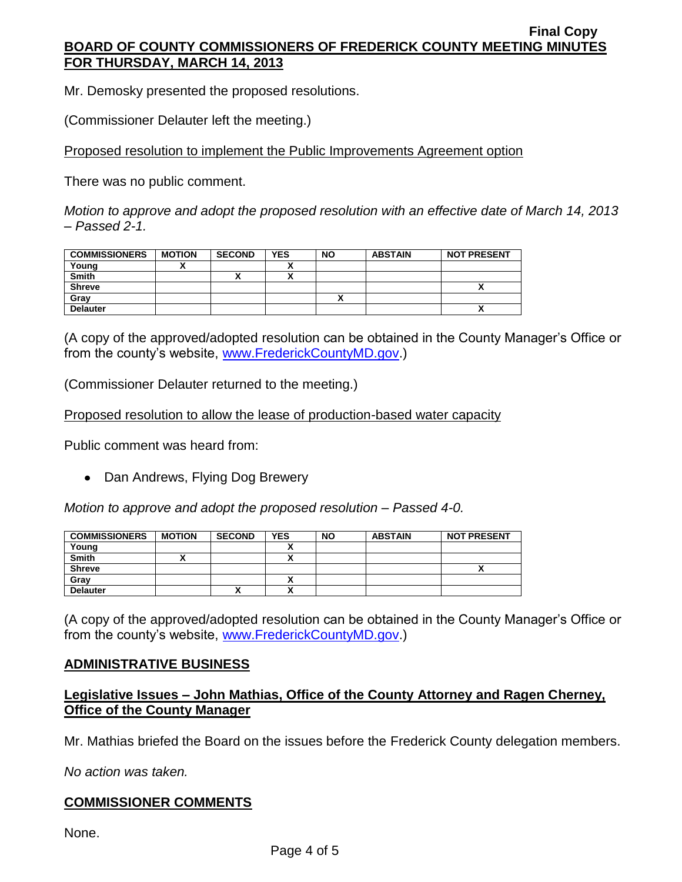Mr. Demosky presented the proposed resolutions.

(Commissioner Delauter left the meeting.)

Proposed resolution to implement the Public Improvements Agreement option

There was no public comment.

*Motion to approve and adopt the proposed resolution with an effective date of March 14, 2013 – Passed 2-1.*

| COMMISSIONERS | MOTION | SECOND | YES | NO | ABSTAIN | NOT PRESENT |
|---|---|---|---|---|---|---|
| Young | X | | X | | | |
| Smith | | X | X | | | |
| Shreve | | | | | | X |
| Gray | | | | X | | |
| Delauter | | | | | | X |

(A copy of the approved/adopted resolution can be obtained in the County Manager's Office or from the county's website, www.FrederickCountyMD.gov.)

(Commissioner Delauter returned to the meeting.)

Proposed resolution to allow the lease of production-based water capacity

Public comment was heard from:

- Dan Andrews, Flying Dog Brewery

*Motion to approve and adopt the proposed resolution – Passed 4-0.*

| COMMISSIONERS | MOTION | SECOND | YES | NO | ABSTAIN | NOT PRESENT |
|---|---|---|---|---|---|---|
| Young | | | X | | | |
| Smith | X | | X | | | |
| Shreve | | | | | | X |
| Gray | | | X | | | |
| Delauter | | X | X | | | |

(A copy of the approved/adopted resolution can be obtained in the County Manager's Office or from the county's website, www.FrederickCountyMD.gov.)

## ADMINISTRATIVE BUSINESS

### Legislative Issues – John Mathias, Office of the County Attorney and Ragen Cherney, Office of the County Manager

Mr. Mathias briefed the Board on the issues before the Frederick County delegation members.

*No action was taken.*

## COMMISSIONER COMMENTS

None.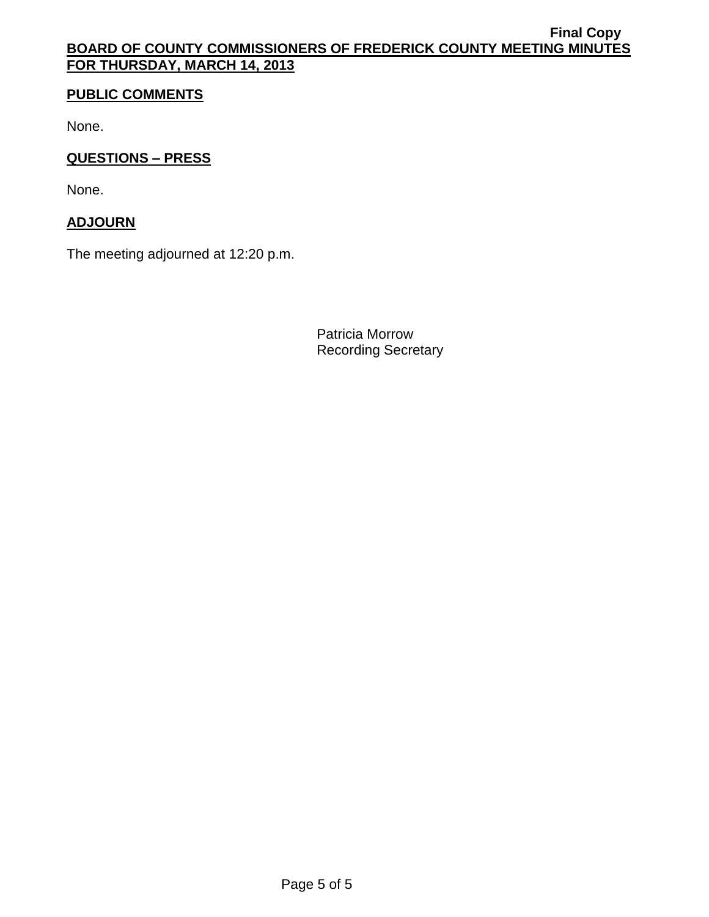## PUBLIC COMMENTS

None.

## QUESTIONS – PRESS

None.

## ADJOURN

The meeting adjourned at 12:20 p.m.

Patricia Morrow
Recording Secretary